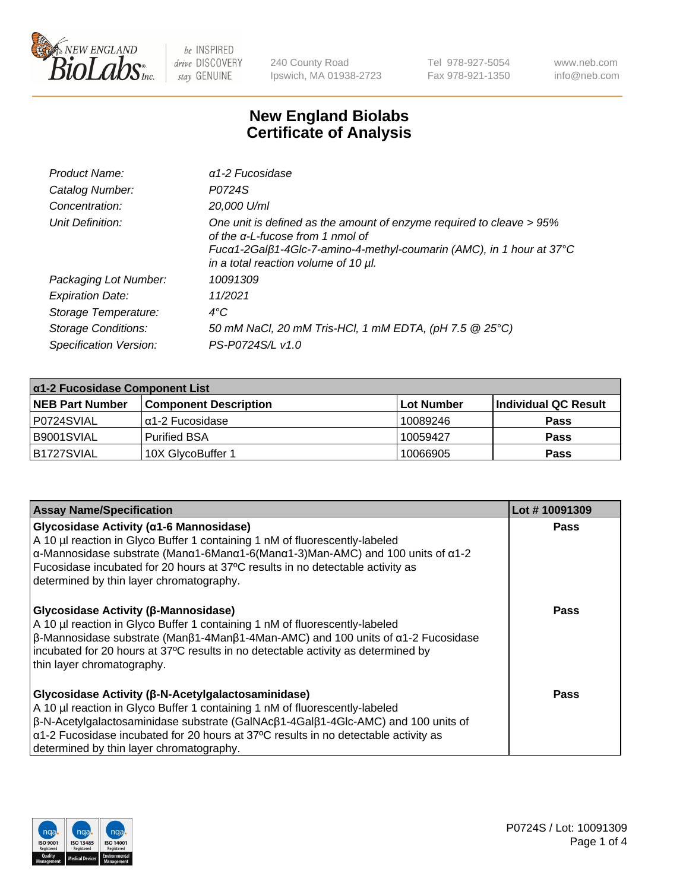# New England Biolabs Certificate of Analysis

| | |
|---|---|
| *Product Name:* | *α1-2 Fucosidase* |
| *Catalog Number:* | *P0724S* |
| *Concentration:* | *20,000 U/ml* |
| *Unit Definition:* | *One unit is defined as the amount of enzyme required to cleave > 95% of the α-L-fucose from 1 nmol of Fucα1-2Galβ1-4Glc-7-amino-4-methyl-coumarin (AMC), in 1 hour at 37°C in a total reaction volume of 10 µl.* |
| *Packaging Lot Number:* | *10091309* |
| *Expiration Date:* | *11/2021* |
| *Storage Temperature:* | *4°C* |
| *Storage Conditions:* | *50 mM NaCl, 20 mM Tris-HCl, 1 mM EDTA, (pH 7.5 @ 25°C)* |
| *Specification Version:* | *PS-P0724S/L v1.0* |

| α1-2 Fucosidase Component List | | | |
|---|---|---|---|
| **NEB Part Number** | **Component Description** | **Lot Number** | **Individual QC Result** |
| P0724SVIAL | α1-2 Fucosidase | 10089246 | **Pass** |
| B9001SVIAL | Purified BSA | 10059427 | **Pass** |
| B1727SVIAL | 10X GlycoBuffer 1 | 10066905 | **Pass** |

| Assay Name/Specification | Lot # 10091309 |
|---|---|
| **Glycosidase Activity (α1-6 Mannosidase)** A 10 µl reaction in Glyco Buffer 1 containing 1 nM of fluorescently-labeled α-Mannosidase substrate (Manα1-6Manα1-6(Manα1-3)Man-AMC) and 100 units of α1-2 Fucosidase incubated for 20 hours at 37ºC results in no detectable activity as determined by thin layer chromatography. | **Pass** |
| **Glycosidase Activity (β-Mannosidase)** A 10 µl reaction in Glyco Buffer 1 containing 1 nM of fluorescently-labeled β-Mannosidase substrate (Manβ1-4Manβ1-4Man-AMC) and 100 units of α1-2 Fucosidase incubated for 20 hours at 37ºC results in no detectable activity as determined by thin layer chromatography. | **Pass** |
| **Glycosidase Activity (β-N-Acetylgalactosaminidase)** A 10 µl reaction in Glyco Buffer 1 containing 1 nM of fluorescently-labeled β-N-Acetylgalactosaminidase substrate (GalNAcβ1-4Galβ1-4Glc-AMC) and 100 units of α1-2 Fucosidase incubated for 20 hours at 37ºC results in no detectable activity as determined by thin layer chromatography. | **Pass** |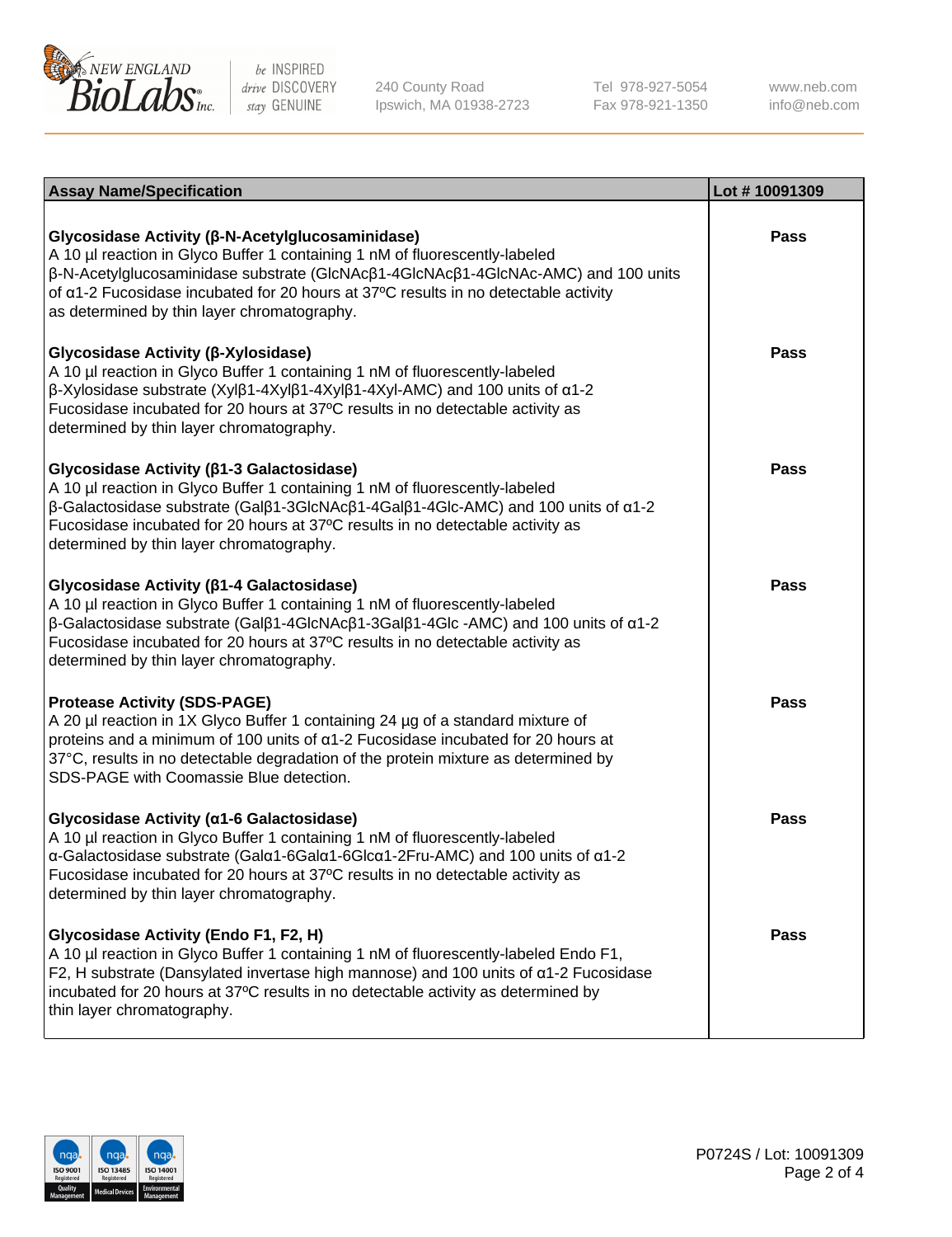| Assay Name/Specification | Lot # 10091309 |
| --- | --- |
| **Glycosidase Activity (β-N-Acetylglucosaminidase)**<br>A 10 µl reaction in Glyco Buffer 1 containing 1 nM of fluorescently-labeled β-N-Acetylglucosaminidase substrate (GlcNAcβ1-4GlcNAcβ1-4GlcNAc-AMC) and 100 units of α1-2 Fucosidase incubated for 20 hours at 37ºC results in no detectable activity as determined by thin layer chromatography. | Pass |
| **Glycosidase Activity (β-Xylosidase)**<br>A 10 µl reaction in Glyco Buffer 1 containing 1 nM of fluorescently-labeled β-Xylosidase substrate (Xylβ1-4Xylβ1-4Xylβ1-4Xyl-AMC) and 100 units of α1-2 Fucosidase incubated for 20 hours at 37ºC results in no detectable activity as determined by thin layer chromatography. | Pass |
| **Glycosidase Activity (β1-3 Galactosidase)**<br>A 10 µl reaction in Glyco Buffer 1 containing 1 nM of fluorescently-labeled β-Galactosidase substrate (Galβ1-3GlcNAcβ1-4Galβ1-4Glc-AMC) and 100 units of α1-2 Fucosidase incubated for 20 hours at 37ºC results in no detectable activity as determined by thin layer chromatography. | Pass |
| **Glycosidase Activity (β1-4 Galactosidase)**<br>A 10 µl reaction in Glyco Buffer 1 containing 1 nM of fluorescently-labeled β-Galactosidase substrate (Galβ1-4GlcNAcβ1-3Galβ1-4Glc -AMC) and 100 units of α1-2 Fucosidase incubated for 20 hours at 37ºC results in no detectable activity as determined by thin layer chromatography. | Pass |
| **Protease Activity (SDS-PAGE)**<br>A 20 µl reaction in 1X Glyco Buffer 1 containing 24 µg of a standard mixture of proteins and a minimum of 100 units of α1-2 Fucosidase incubated for 20 hours at 37°C, results in no detectable degradation of the protein mixture as determined by SDS-PAGE with Coomassie Blue detection. | Pass |
| **Glycosidase Activity (α1-6 Galactosidase)**<br>A 10 µl reaction in Glyco Buffer 1 containing 1 nM of fluorescently-labeled α-Galactosidase substrate (Galα1-6Galα1-6Glcα1-2Fru-AMC) and 100 units of α1-2 Fucosidase incubated for 20 hours at 37ºC results in no detectable activity as determined by thin layer chromatography. | Pass |
| **Glycosidase Activity (Endo F1, F2, H)**<br>A 10 µl reaction in Glyco Buffer 1 containing 1 nM of fluorescently-labeled Endo F1, F2, H substrate (Dansylated invertase high mannose) and 100 units of α1-2 Fucosidase incubated for 20 hours at 37ºC results in no detectable activity as determined by thin layer chromatography. | Pass |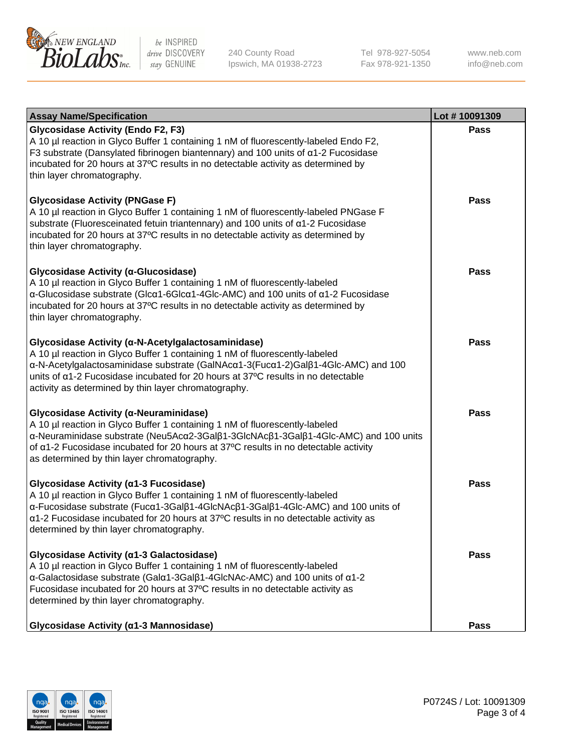| Assay Name/Specification | Lot # 10091309 |
| --- | --- |
| **Glycosidase Activity (Endo F2, F3)**<br>A 10 µl reaction in Glyco Buffer 1 containing 1 nM of fluorescently-labeled Endo F2, F3 substrate (Dansylated fibrinogen biantennary) and 100 units of α1-2 Fucosidase incubated for 20 hours at 37ºC results in no detectable activity as determined by thin layer chromatography. | Pass |
| **Glycosidase Activity (PNGase F)**<br>A 10 µl reaction in Glyco Buffer 1 containing 1 nM of fluorescently-labeled PNGase F substrate (Fluoresceinated fetuin triantennary) and 100 units of α1-2 Fucosidase incubated for 20 hours at 37ºC results in no detectable activity as determined by thin layer chromatography. | Pass |
| **Glycosidase Activity (α-Glucosidase)**<br>A 10 µl reaction in Glyco Buffer 1 containing 1 nM of fluorescently-labeled α-Glucosidase substrate (Glcα1-6Glcα1-4Glc-AMC) and 100 units of α1-2 Fucosidase incubated for 20 hours at 37ºC results in no detectable activity as determined by thin layer chromatography. | Pass |
| **Glycosidase Activity (α-N-Acetylgalactosaminidase)**<br>A 10 µl reaction in Glyco Buffer 1 containing 1 nM of fluorescently-labeled α-N-Acetylgalactosaminidase substrate (GalNAcα1-3(Fucα1-2)Galβ1-4Glc-AMC) and 100 units of α1-2 Fucosidase incubated for 20 hours at 37ºC results in no detectable activity as determined by thin layer chromatography. | Pass |
| **Glycosidase Activity (α-Neuraminidase)**<br>A 10 µl reaction in Glyco Buffer 1 containing 1 nM of fluorescently-labeled α-Neuraminidase substrate (Neu5Acα2-3Galβ1-3GlcNAcβ1-3Galβ1-4Glc-AMC) and 100 units of α1-2 Fucosidase incubated for 20 hours at 37ºC results in no detectable activity as determined by thin layer chromatography. | Pass |
| **Glycosidase Activity (α1-3 Fucosidase)**<br>A 10 µl reaction in Glyco Buffer 1 containing 1 nM of fluorescently-labeled α-Fucosidase substrate (Fucα1-3Galβ1-4GlcNAcβ1-3Galβ1-4Glc-AMC) and 100 units of α1-2 Fucosidase incubated for 20 hours at 37ºC results in no detectable activity as determined by thin layer chromatography. | Pass |
| **Glycosidase Activity (α1-3 Galactosidase)**<br>A 10 µl reaction in Glyco Buffer 1 containing 1 nM of fluorescently-labeled α-Galactosidase substrate (Galα1-3Galβ1-4GlcNAc-AMC) and 100 units of α1-2 Fucosidase incubated for 20 hours at 37ºC results in no detectable activity as determined by thin layer chromatography. | Pass |
| **Glycosidase Activity (α1-3 Mannosidase)** | Pass |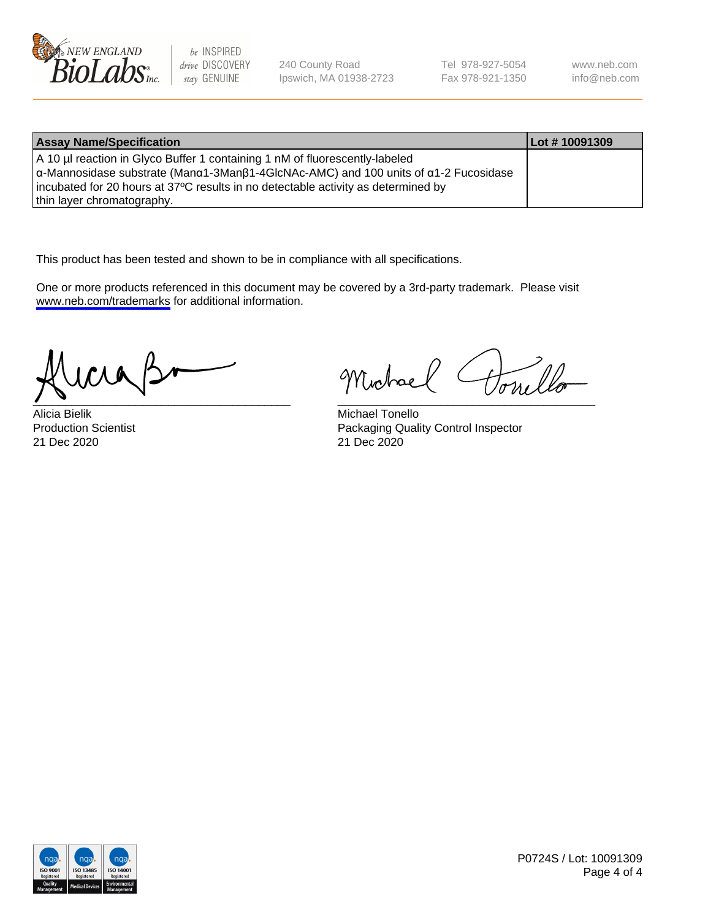| Assay Name/Specification | Lot # 10091309 |
|---|---|
| A 10 µl reaction in Glyco Buffer 1 containing 1 nM of fluorescently-labeled α-Mannosidase substrate (Manα1-3Manβ1-4GlcNAc-AMC) and 100 units of α1-2 Fucosidase incubated for 20 hours at 37ºC results in no detectable activity as determined by thin layer chromatography. | |

This product has been tested and shown to be in compliance with all specifications.

One or more products referenced in this document may be covered by a 3rd-party trademark. Please visit www.neb.com/trademarks for additional information.

Alicia Bielik
Production Scientist
21 Dec 2020

Michael Tonello
Packaging Quality Control Inspector
21 Dec 2020

P0724S / Lot: 10091309